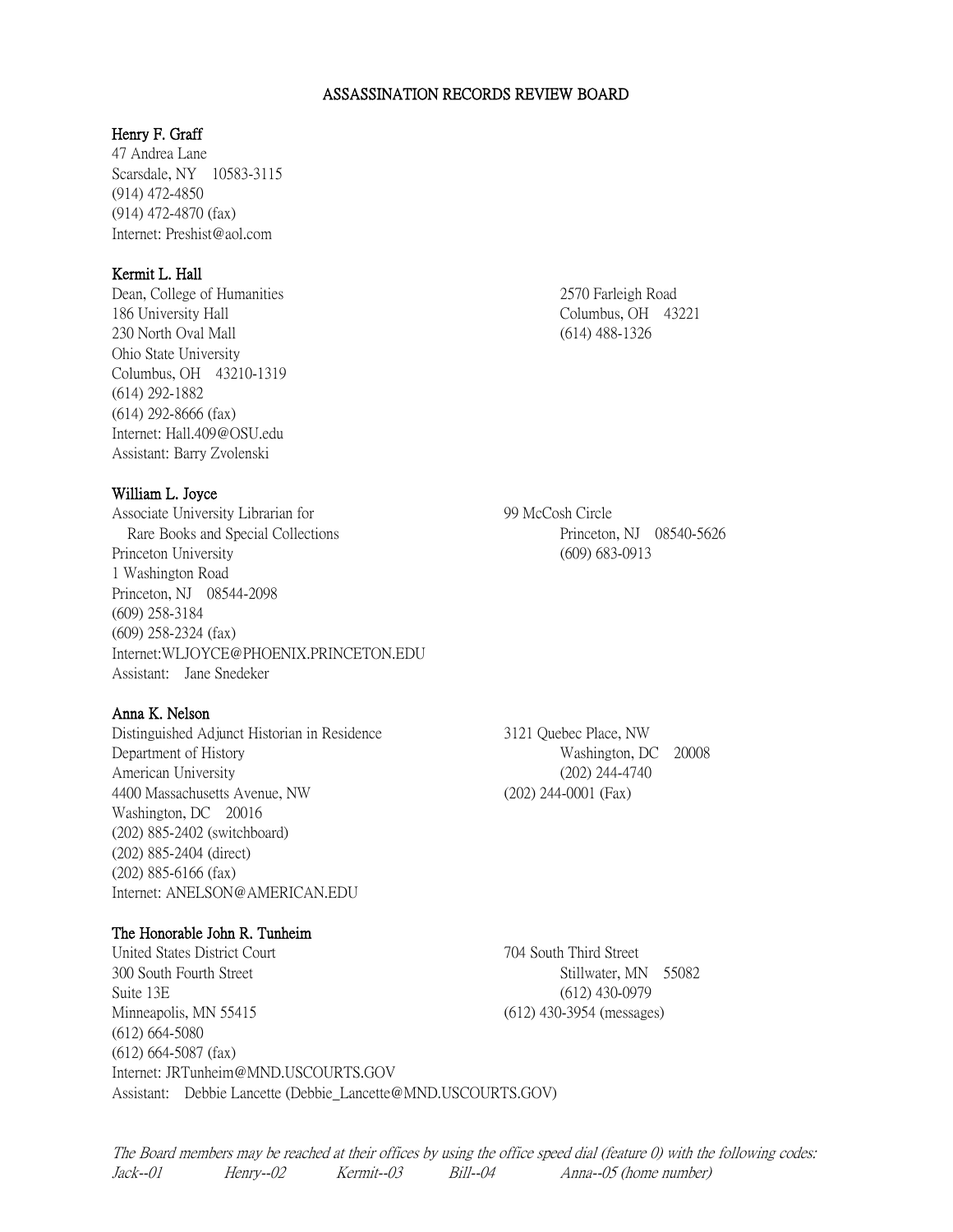# ASSASSINATION RECORDS REVIEW BOARD

**Henry F. Graff**
47 Andrea Lane
Scarsdale, NY 10583-3115
(914) 472-4850
(914) 472-4870 (fax)
Internet: Preshist@aol.com

**Kermit L. Hall**
Dean, College of Humanities
186 University Hall
230 North Oval Mall
Ohio State University
Columbus, OH 43210-1319
(614) 292-1882
(614) 292-8666 (fax)
Internet: Hall.409@OSU.edu
Assistant: Barry Zvolenski

2570 Farleigh Road
Columbus, OH 43221
(614) 488-1326

**William L. Joyce**
Associate University Librarian for
Rare Books and Special Collections
Princeton University
1 Washington Road
Princeton, NJ 08544-2098
(609) 258-3184
(609) 258-2324 (fax)
Internet:WLJOYCE@PHOENIX.PRINCETON.EDU
Assistant: Jane Snedeker

99 McCosh Circle
Princeton, NJ 08540-5626
(609) 683-0913

**Anna K. Nelson**
Distinguished Adjunct Historian in Residence
Department of History
American University
4400 Massachusetts Avenue, NW
Washington, DC 20016
(202) 885-2402 (switchboard)
(202) 885-2404 (direct)
(202) 885-6166 (fax)
Internet: ANELSON@AMERICAN.EDU

3121 Quebec Place, NW
Washington, DC 20008
(202) 244-4740
(202) 244-0001 (Fax)

**The Honorable John R. Tunheim**
United States District Court
300 South Fourth Street
Suite 13E
Minneapolis, MN 55415
(612) 664-5080
(612) 664-5087 (fax)
Internet: JRTunheim@MND.USCOURTS.GOV
Assistant: Debbie Lancette (Debbie_Lancette@MND.USCOURTS.GOV)

704 South Third Street
Stillwater, MN 55082
(612) 430-0979
(612) 430-3954 (messages)

*The Board members may be reached at their offices by using the office speed dial (feature 0) with the following codes:*
*Jack--01 Henry--02 Kermit--03 Bill--04 Anna--05 (home number)*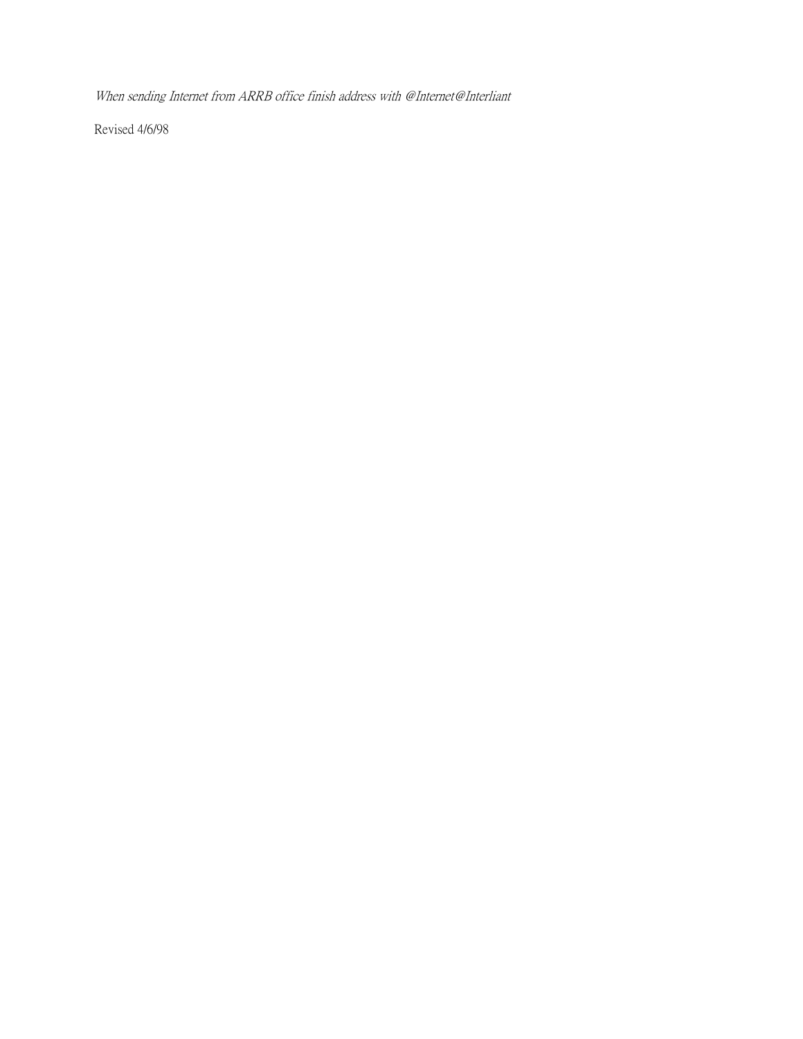*When sending Internet from ARRB office finish address with @Internet@Interliant*

Revised 4/6/98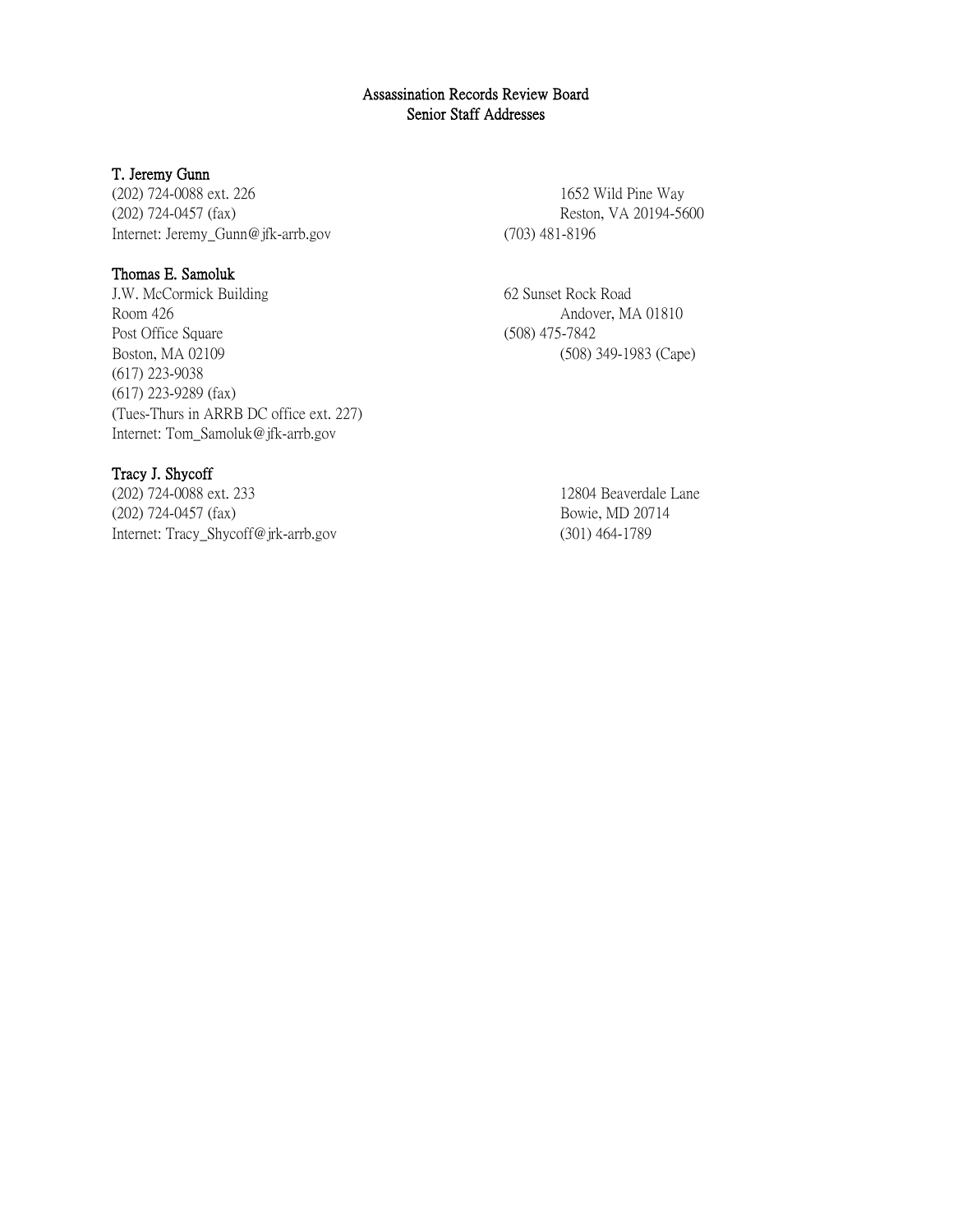# Assassination Records Review Board
## Senior Staff Addresses

**T. Jeremy Gunn**

(202) 724-0088 ext. 226
(202) 724-0457 (fax)
Internet: Jeremy_Gunn@jfk-arrb.gov

1652 Wild Pine Way
Reston, VA 20194-5600
(703) 481-8196

**Thomas E. Samoluk**

J.W. McCormick Building
Room 426
Post Office Square
Boston, MA 02109
(617) 223-9038
(617) 223-9289 (fax)
(Tues-Thurs in ARRB DC office ext. 227)
Internet: Tom_Samoluk@jfk-arrb.gov

62 Sunset Rock Road
Andover, MA 01810
(508) 475-7842
(508) 349-1983 (Cape)

**Tracy J. Shycoff**

(202) 724-0088 ext. 233
(202) 724-0457 (fax)
Internet: Tracy_Shycoff@jrk-arrb.gov

12804 Beaverdale Lane
Bowie, MD 20714
(301) 464-1789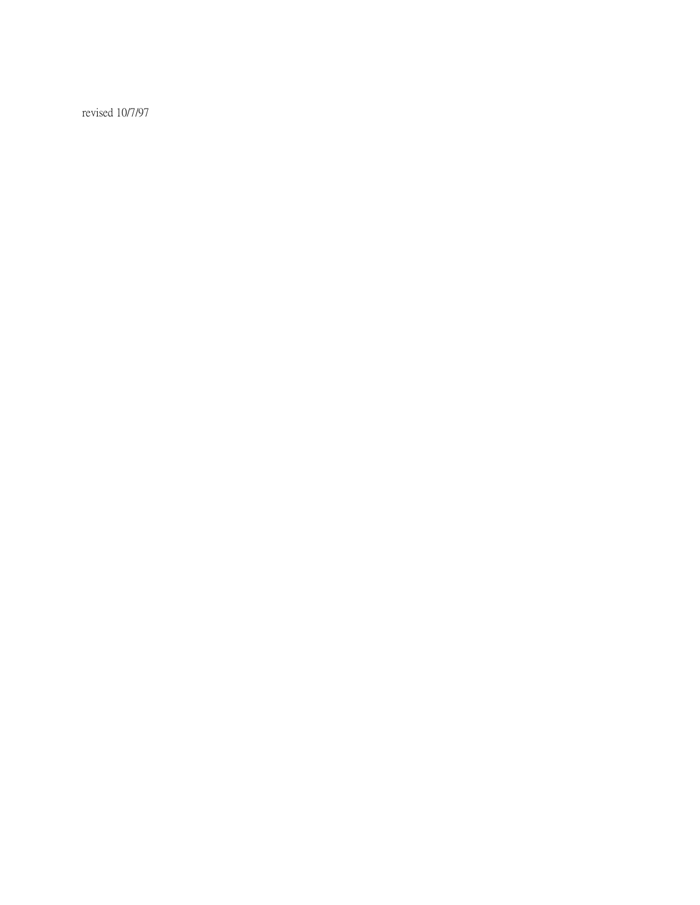revised 10/7/97